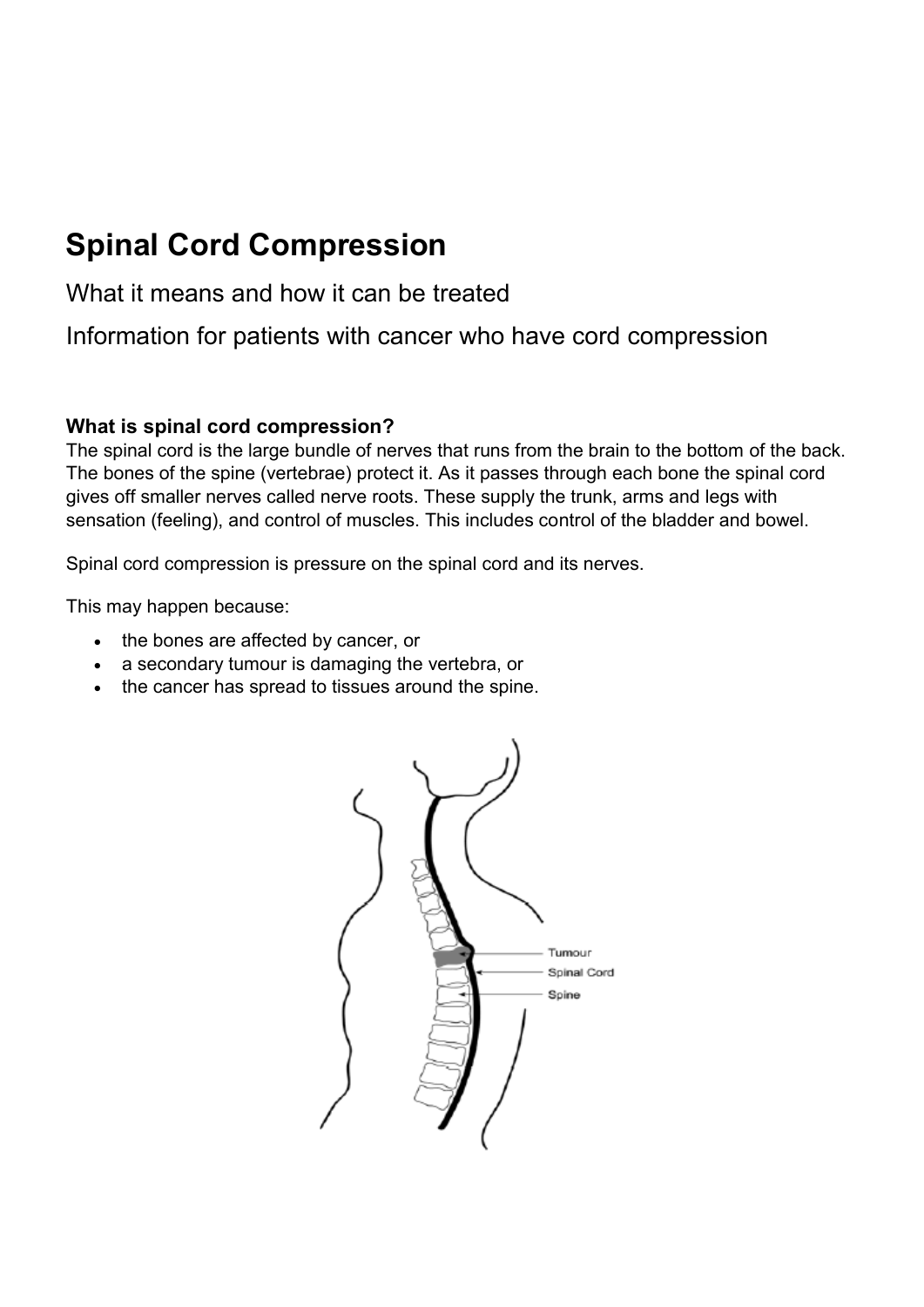# Spinal Cord Compression

What it means and how it can be treated

Information for patients with cancer who have cord compression

### What is spinal cord compression?

The spinal cord is the large bundle of nerves that runs from the brain to the bottom of the back. The bones of the spine (vertebrae) protect it. As it passes through each bone the spinal cord gives off smaller nerves called nerve roots. These supply the trunk, arms and legs with sensation (feeling), and control of muscles. This includes control of the bladder and bowel.

Spinal cord compression is pressure on the spinal cord and its nerves.

This may happen because:

- the bones are affected by cancer, or
- a secondary tumour is damaging the vertebra, or
- the cancer has spread to tissues around the spine.

Tumour

Spinal Cord

Spine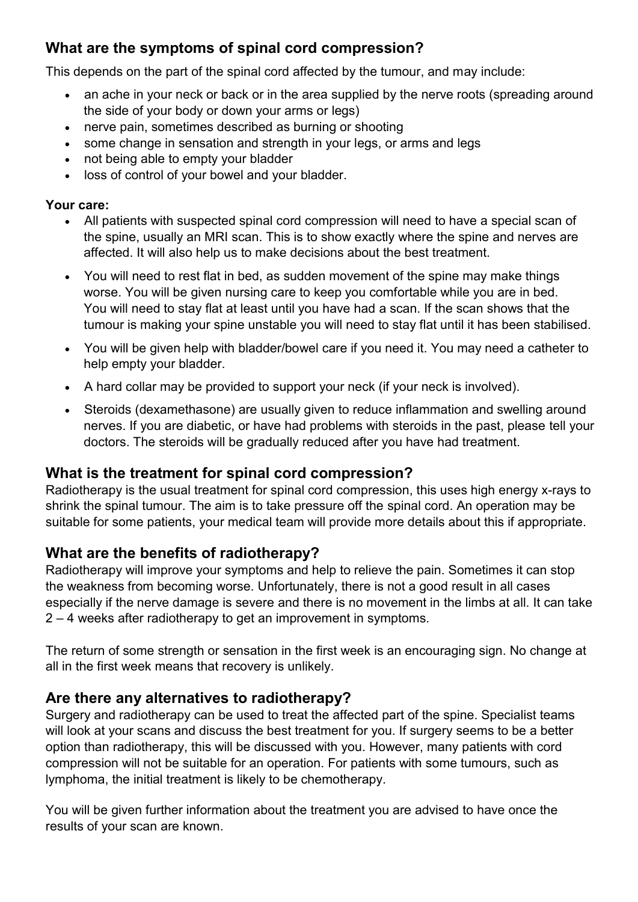## What are the symptoms of spinal cord compression?

This depends on the part of the spinal cord affected by the tumour, and may include:

- an ache in your neck or back or in the area supplied by the nerve roots (spreading around the side of your body or down your arms or legs)
- nerve pain, sometimes described as burning or shooting
- some change in sensation and strength in your legs, or arms and legs
- not being able to empty your bladder
- loss of control of your bowel and your bladder.

**Your care:**

- All patients with suspected spinal cord compression will need to have a special scan of the spine, usually an MRI scan. This is to show exactly where the spine and nerves are affected. It will also help us to make decisions about the best treatment.
- You will need to rest flat in bed, as sudden movement of the spine may make things worse. You will be given nursing care to keep you comfortable while you are in bed. You will need to stay flat at least until you have had a scan. If the scan shows that the tumour is making your spine unstable you will need to stay flat until it has been stabilised.
- You will be given help with bladder/bowel care if you need it. You may need a catheter to help empty your bladder.
- A hard collar may be provided to support your neck (if your neck is involved).
- Steroids (dexamethasone) are usually given to reduce inflammation and swelling around nerves. If you are diabetic, or have had problems with steroids in the past, please tell your doctors. The steroids will be gradually reduced after you have had treatment.

## What is the treatment for spinal cord compression?

Radiotherapy is the usual treatment for spinal cord compression, this uses high energy x-rays to shrink the spinal tumour. The aim is to take pressure off the spinal cord. An operation may be suitable for some patients, your medical team will provide more details about this if appropriate.

## What are the benefits of radiotherapy?

Radiotherapy will improve your symptoms and help to relieve the pain. Sometimes it can stop the weakness from becoming worse. Unfortunately, there is not a good result in all cases especially if the nerve damage is severe and there is no movement in the limbs at all. It can take 2 – 4 weeks after radiotherapy to get an improvement in symptoms.

The return of some strength or sensation in the first week is an encouraging sign. No change at all in the first week means that recovery is unlikely.

## Are there any alternatives to radiotherapy?

Surgery and radiotherapy can be used to treat the affected part of the spine. Specialist teams will look at your scans and discuss the best treatment for you. If surgery seems to be a better option than radiotherapy, this will be discussed with you. However, many patients with cord compression will not be suitable for an operation. For patients with some tumours, such as lymphoma, the initial treatment is likely to be chemotherapy.

You will be given further information about the treatment you are advised to have once the results of your scan are known.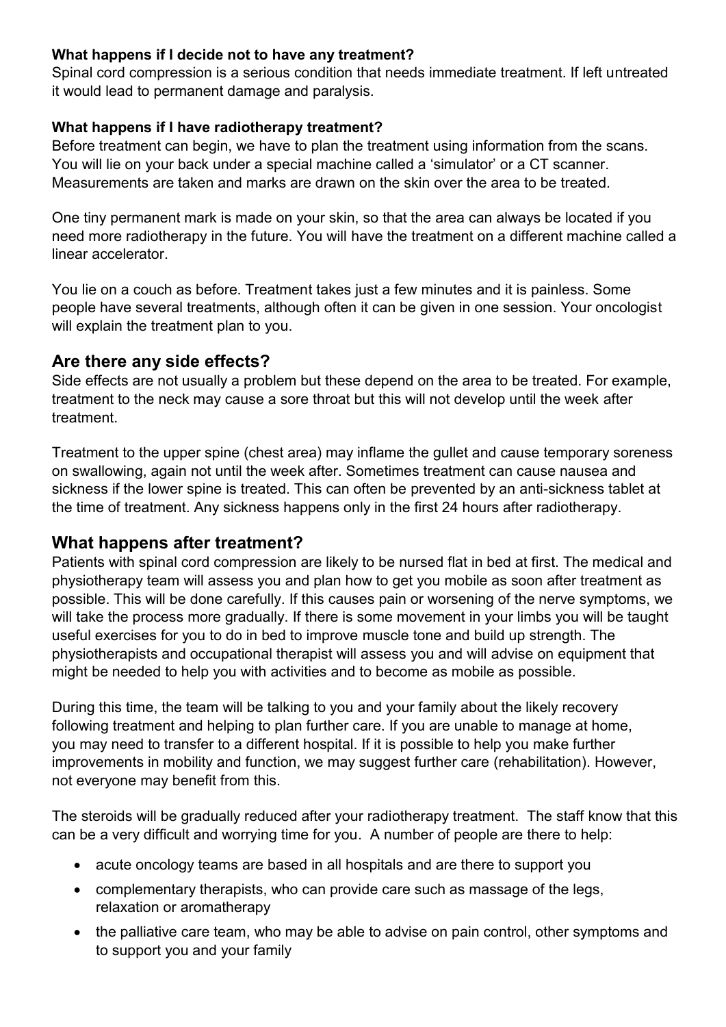**What happens if I decide not to have any treatment?**

Spinal cord compression is a serious condition that needs immediate treatment. If left untreated it would lead to permanent damage and paralysis.

**What happens if I have radiotherapy treatment?**

Before treatment can begin, we have to plan the treatment using information from the scans. You will lie on your back under a special machine called a 'simulator' or a CT scanner. Measurements are taken and marks are drawn on the skin over the area to be treated.

One tiny permanent mark is made on your skin, so that the area can always be located if you need more radiotherapy in the future. You will have the treatment on a different machine called a linear accelerator.

You lie on a couch as before. Treatment takes just a few minutes and it is painless. Some people have several treatments, although often it can be given in one session. Your oncologist will explain the treatment plan to you.

## Are there any side effects?

Side effects are not usually a problem but these depend on the area to be treated. For example, treatment to the neck may cause a sore throat but this will not develop until the week after treatment.

Treatment to the upper spine (chest area) may inflame the gullet and cause temporary soreness on swallowing, again not until the week after. Sometimes treatment can cause nausea and sickness if the lower spine is treated. This can often be prevented by an anti-sickness tablet at the time of treatment. Any sickness happens only in the first 24 hours after radiotherapy.

## What happens after treatment?

Patients with spinal cord compression are likely to be nursed flat in bed at first. The medical and physiotherapy team will assess you and plan how to get you mobile as soon after treatment as possible. This will be done carefully. If this causes pain or worsening of the nerve symptoms, we will take the process more gradually. If there is some movement in your limbs you will be taught useful exercises for you to do in bed to improve muscle tone and build up strength. The physiotherapists and occupational therapist will assess you and will advise on equipment that might be needed to help you with activities and to become as mobile as possible.

During this time, the team will be talking to you and your family about the likely recovery following treatment and helping to plan further care. If you are unable to manage at home, you may need to transfer to a different hospital. If it is possible to help you make further improvements in mobility and function, we may suggest further care (rehabilitation). However, not everyone may benefit from this.

The steroids will be gradually reduced after your radiotherapy treatment. The staff know that this can be a very difficult and worrying time for you. A number of people are there to help:

- acute oncology teams are based in all hospitals and are there to support you
- complementary therapists, who can provide care such as massage of the legs, relaxation or aromatherapy
- the palliative care team, who may be able to advise on pain control, other symptoms and to support you and your family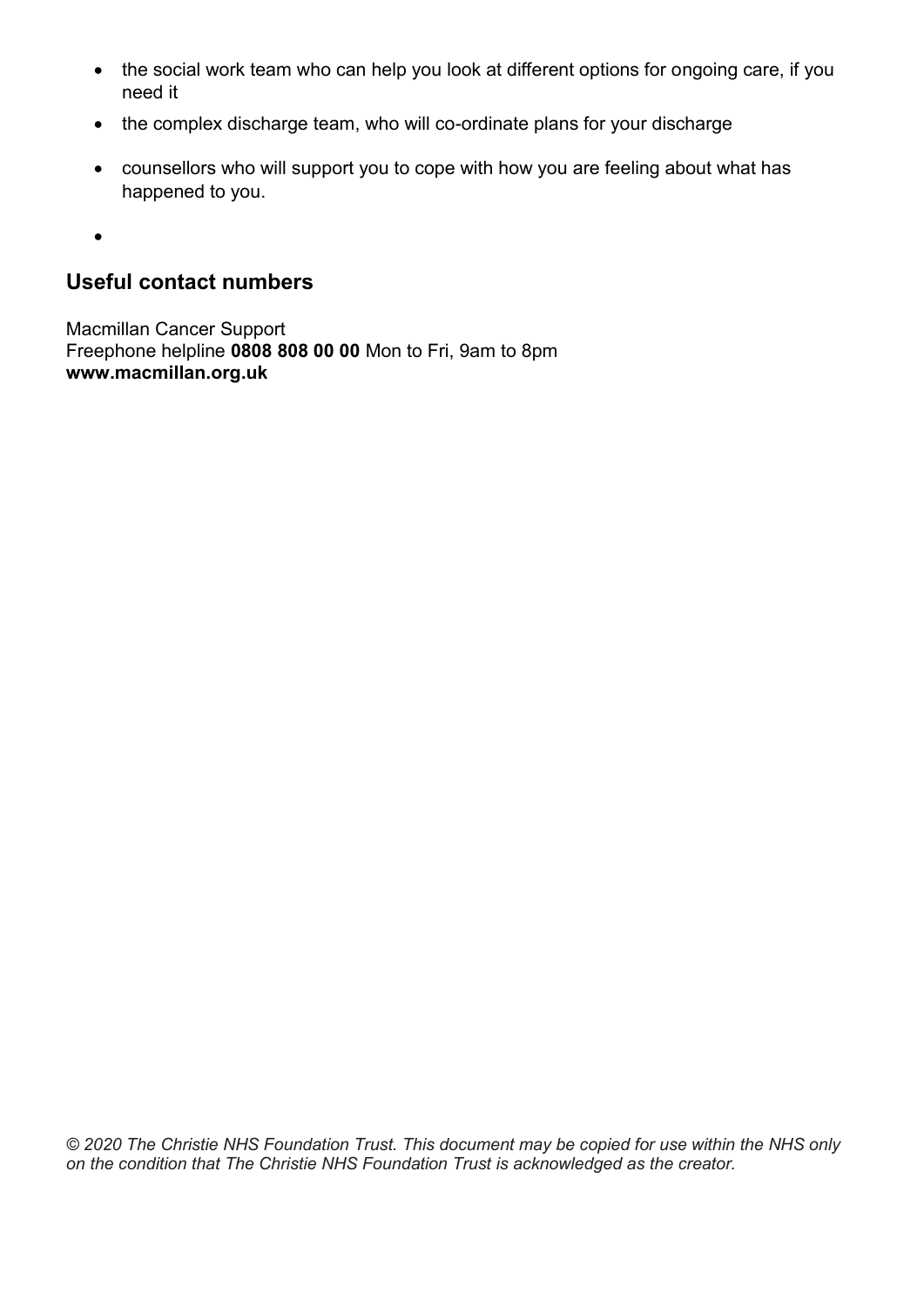- the social work team who can help you look at different options for ongoing care, if you need it
- the complex discharge team, who will co-ordinate plans for your discharge
- counsellors who will support you to cope with how you are feeling about what has happened to you.
- 

## Useful contact numbers

Macmillan Cancer Support
Freephone helpline **0808 808 00 00** Mon to Fri, 9am to 8pm
**www.macmillan.org.uk**

*© 2020 The Christie NHS Foundation Trust. This document may be copied for use within the NHS only on the condition that The Christie NHS Foundation Trust is acknowledged as the creator.*